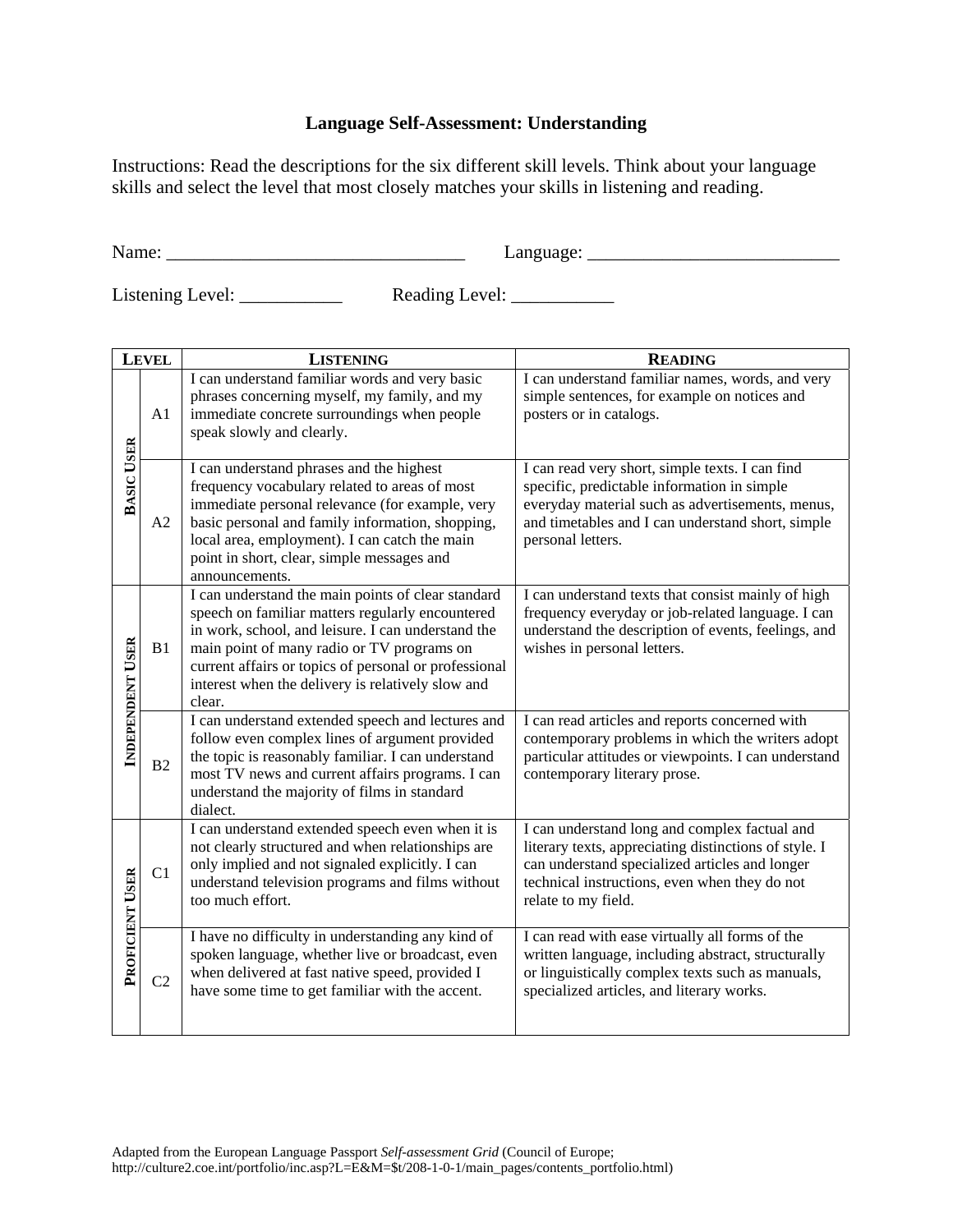# Language Self-Assessment: Understanding

Instructions: Read the descriptions for the six different skill levels. Think about your language skills and select the level that most closely matches your skills in listening and reading.

Name: _______________________________ Language: ___________________________

Listening Level: ___________ Reading Level: ___________

| Level | | Listening | Reading |
|---|---|---|---|
| Basic User | A1 | I can understand familiar words and very basic phrases concerning myself, my family, and my immediate concrete surroundings when people speak slowly and clearly. | I can understand familiar names, words, and very simple sentences, for example on notices and posters or in catalogs. |
| | A2 | I can understand phrases and the highest frequency vocabulary related to areas of most immediate personal relevance (for example, very basic personal and family information, shopping, local area, employment). I can catch the main point in short, clear, simple messages and announcements. | I can read very short, simple texts. I can find specific, predictable information in simple everyday material such as advertisements, menus, and timetables and I can understand short, simple personal letters. |
| Independent User | B1 | I can understand the main points of clear standard speech on familiar matters regularly encountered in work, school, and leisure. I can understand the main point of many radio or TV programs on current affairs or topics of personal or professional interest when the delivery is relatively slow and clear. | I can understand texts that consist mainly of high frequency everyday or job-related language. I can understand the description of events, feelings, and wishes in personal letters. |
| | B2 | I can understand extended speech and lectures and follow even complex lines of argument provided the topic is reasonably familiar. I can understand most TV news and current affairs programs. I can understand the majority of films in standard dialect. | I can read articles and reports concerned with contemporary problems in which the writers adopt particular attitudes or viewpoints. I can understand contemporary literary prose. |
| Proficient User | C1 | I can understand extended speech even when it is not clearly structured and when relationships are only implied and not signaled explicitly. I can understand television programs and films without too much effort. | I can understand long and complex factual and literary texts, appreciating distinctions of style. I can understand specialized articles and longer technical instructions, even when they do not relate to my field. |
| | C2 | I have no difficulty in understanding any kind of spoken language, whether live or broadcast, even when delivered at fast native speed, provided I have some time to get familiar with the accent. | I can read with ease virtually all forms of the written language, including abstract, structurally or linguistically complex texts such as manuals, specialized articles, and literary works. |

Adapted from the European Language Passport *Self-assessment Grid* (Council of Europe; http://culture2.coe.int/portfolio/inc.asp?L=E&M=$t/208-1-0-1/main_pages/contents_portfolio.html)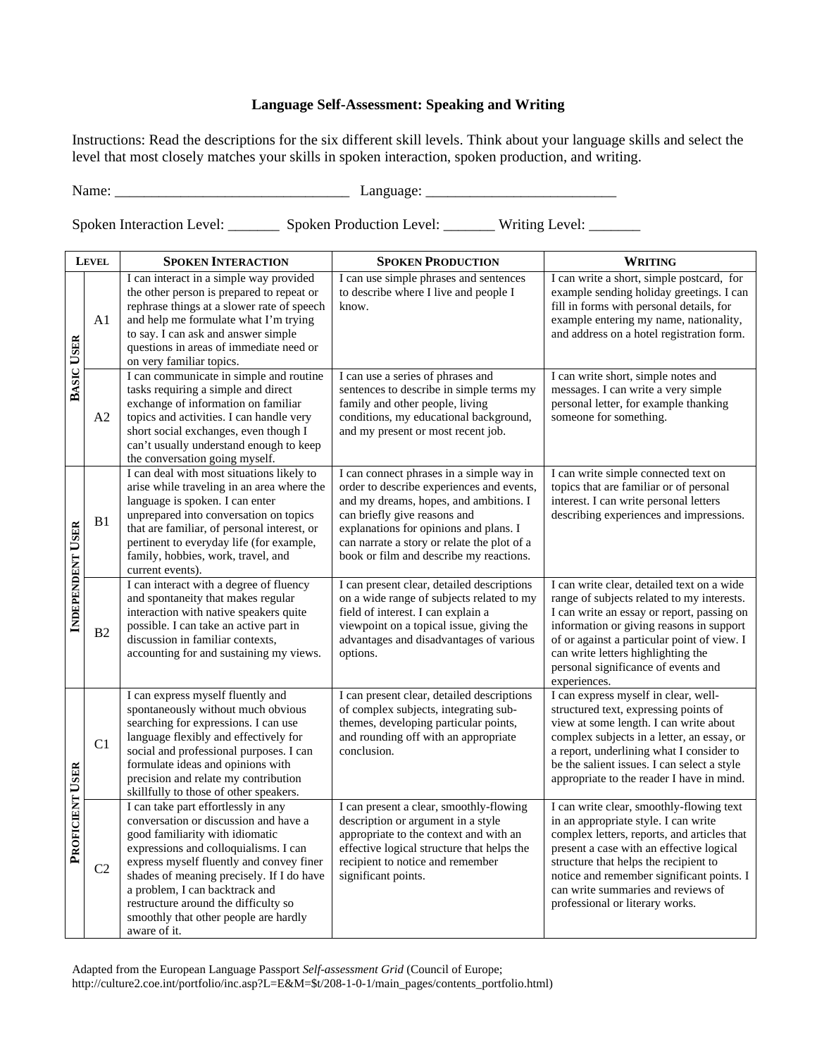**Language Self-Assessment: Speaking and Writing**

Instructions: Read the descriptions for the six different skill levels. Think about your language skills and select the level that most closely matches your skills in spoken interaction, spoken production, and writing.

Name: _________________________________ Language: __________________________

Spoken Interaction Level: _______ Spoken Production Level: _______ Writing Level: _______

| Level | | Spoken Interaction | Spoken Production | Writing |
|---|---|---|---|---|
| Basic User | A1 | I can interact in a simple way provided the other person is prepared to repeat or rephrase things at a slower rate of speech and help me formulate what I'm trying to say. I can ask and answer simple questions in areas of immediate need or on very familiar topics. | I can use simple phrases and sentences to describe where I live and people I know. | I can write a short, simple postcard, for example sending holiday greetings. I can fill in forms with personal details, for example entering my name, nationality, and address on a hotel registration form. |
| | A2 | I can communicate in simple and routine tasks requiring a simple and direct exchange of information on familiar topics and activities. I can handle very short social exchanges, even though I can't usually understand enough to keep the conversation going myself. | I can use a series of phrases and sentences to describe in simple terms my family and other people, living conditions, my educational background, and my present or most recent job. | I can write short, simple notes and messages. I can write a very simple personal letter, for example thanking someone for something. |
| Independent User | B1 | I can deal with most situations likely to arise while traveling in an area where the language is spoken. I can enter unprepared into conversation on topics that are familiar, of personal interest, or pertinent to everyday life (for example, family, hobbies, work, travel, and current events). | I can connect phrases in a simple way in order to describe experiences and events, and my dreams, hopes, and ambitions. I can briefly give reasons and explanations for opinions and plans. I can narrate a story or relate the plot of a book or film and describe my reactions. | I can write simple connected text on topics that are familiar or of personal interest. I can write personal letters describing experiences and impressions. |
| | B2 | I can interact with a degree of fluency and spontaneity that makes regular interaction with native speakers quite possible. I can take an active part in discussion in familiar contexts, accounting for and sustaining my views. | I can present clear, detailed descriptions on a wide range of subjects related to my field of interest. I can explain a viewpoint on a topical issue, giving the advantages and disadvantages of various options. | I can write clear, detailed text on a wide range of subjects related to my interests. I can write an essay or report, passing on information or giving reasons in support of or against a particular point of view. I can write letters highlighting the personal significance of events and experiences. |
| Proficient User | C1 | I can express myself fluently and spontaneously without much obvious searching for expressions. I can use language flexibly and effectively for social and professional purposes. I can formulate ideas and opinions with precision and relate my contribution skillfully to those of other speakers. | I can present clear, detailed descriptions of complex subjects, integrating sub-themes, developing particular points, and rounding off with an appropriate conclusion. | I can express myself in clear, well-structured text, expressing points of view at some length. I can write about complex subjects in a letter, an essay, or a report, underlining what I consider to be the salient issues. I can select a style appropriate to the reader I have in mind. |
| | C2 | I can take part effortlessly in any conversation or discussion and have a good familiarity with idiomatic expressions and colloquialisms. I can express myself fluently and convey finer shades of meaning precisely. If I do have a problem, I can backtrack and restructure around the difficulty so smoothly that other people are hardly aware of it. | I can present a clear, smoothly-flowing description or argument in a style appropriate to the context and with an effective logical structure that helps the recipient to notice and remember significant points. | I can write clear, smoothly-flowing text in an appropriate style. I can write complex letters, reports, and articles that present a case with an effective logical structure that helps the recipient to notice and remember significant points. I can write summaries and reviews of professional or literary works. |

Adapted from the European Language Passport *Self-assessment Grid* (Council of Europe; http://culture2.coe.int/portfolio/inc.asp?L=E&M=$t/208-1-0-1/main_pages/contents_portfolio.html)